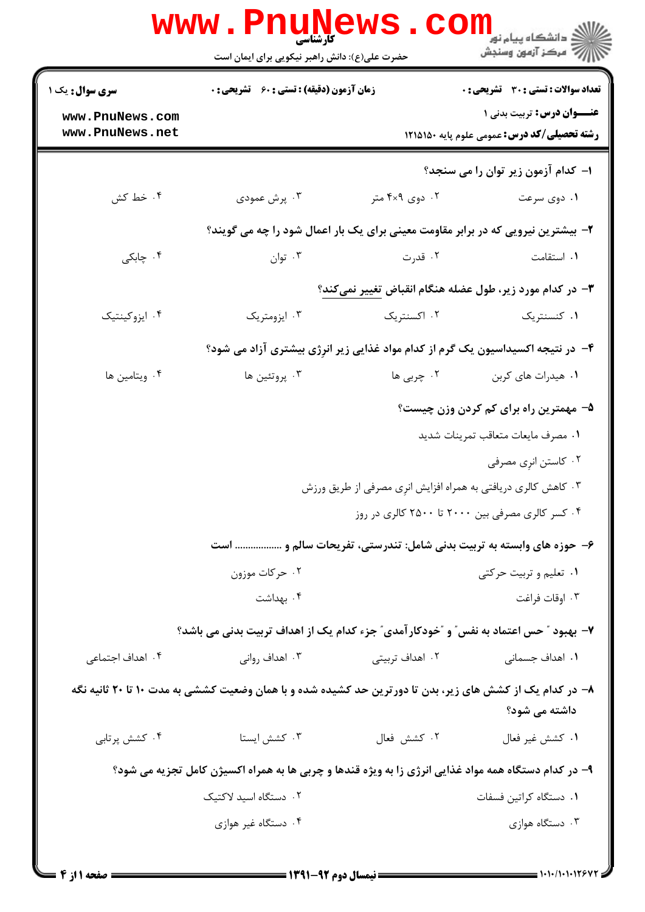کارشناسی

حضرت علی(ع): دانش راهبر نیکویی برای ایمان است

دانشگاه پیام نور
مرکز آزمون وسنجش

**سری سوال:** یک ۱

**زمان آزمون (دقیقه) : تستی : ۶۰ تشریحی : ۰**

**تعداد سوالات : تستی : ۳۰ تشریحی : ۰**

**عنـــوان درس:** تربیت بدنی ۱

**رشته تحصیلی/کد درس:** عمومی علوم پایه ۱۲۱۵۱۵۰

**۱- کدام آزمون زیر توان را می سنجد؟**

۱. دوی سرعت
۲. دوی ۹×۴ متر
۳. پرش عمودی
۴. خط کش

**۲- بیشترین نیرویی که در برابر مقاومت معینی برای یک بار اعمال شود را چه می گویند؟**

۱. استقامت
۲. قدرت
۳. توان
۴. چابکی

**۳- در کدام مورد زیر، طول عضله هنگام انقباض تغییر نمی‌کند؟**

۱. کنسنتریک
۲. اکسنتریک
۳. ایزومتریک
۴. ایزوکینتیک

**۴- در نتیجه اکسیداسیون یک گرم از کدام مواد غذایی زیر انرژی بیشتری آزاد می شود؟**

۱. هیدرات های کربن
۲. چربی ها
۳. پروتئین ها
۴. ویتامین ها

**۵- مهمترین راه برای کم کردن وزن چیست؟**

۱. مصرف مایعات متعاقب تمرینات شدید
۲. کاستن انرژی مصرفی
۳. کاهش کالری دریافتی به همراه افزایش انرژی مصرفی از طریق ورزش
۴. کسر کالری مصرفی بین ۲۰۰۰ تا ۲۵۰۰ کالری در روز

**۶- حوزه های وابسته به تربیت بدنی شامل: تندرستی، تفریحات سالم و ................ است**

۱. تعلیم و تربیت حرکتی
۲. حرکات موزون
۳. اوقات فراغت
۴. بهداشت

**۷- بهبود "حس اعتماد به نفس" و "خودکارآمدی" جزء کدام یک از اهداف تربیت بدنی می باشد؟**

۱. اهداف جسمانی
۲. اهداف تربیتی
۳. اهداف روانی
۴. اهداف اجتماعی

**۸- در کدام یک از کشش های زیر، بدن تا دورترین حد کشیده شده و با همان وضعیت کششی به مدت ۱۰ تا ۲۰ ثانیه نگه داشته می شود؟**

۱. کشش غیر فعال
۲. کشش فعال
۳. کشش ایستا
۴. کشش پرتابی

**۹- در کدام دستگاه همه مواد غذایی انرژی زا به ویژه قندها و چربی ها به همراه اکسیژن کامل تجزیه می شود؟**

۱. دستگاه کراتین فسفات
۲. دستگاه اسید لاکتیک
۳. دستگاه هوازی
۴. دستگاه غیر هوازی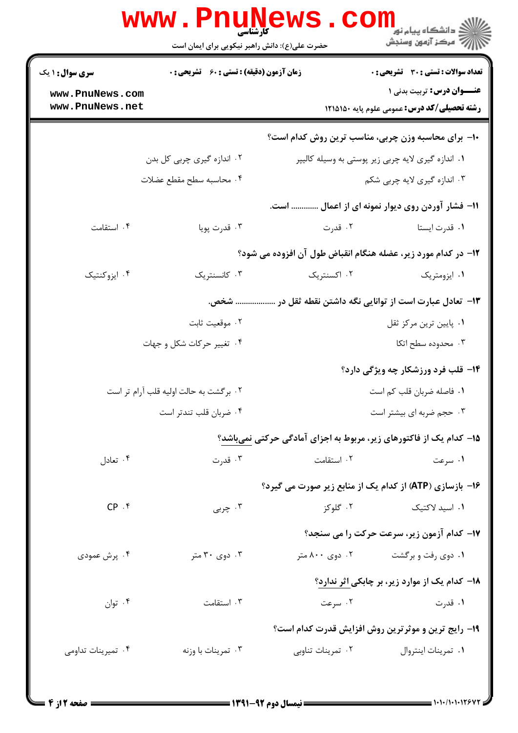سری سوال: ۱ یک | زمان آزمون (دقیقه) : تستی : ۶۰ تشریحی : ۰ | تعداد سوالات : تستی : ۳۰ تشریحی : ۰

**عنـــوان درس:** تربیت بدنی ۱

**رشته تحصیلی/کد درس:** عمومی علوم پایه ۱۲۱۵۱۵۰

**۱۰- برای محاسبه وزن چربی، مناسب ترین روش کدام است؟**

۱. اندازه گیری لایه چربی زیر پوستی به وسیله کالیپر
۲. اندازه گیری چربی کل بدن
۳. اندازه گیری لایه چربی شکم
۴. محاسبه سطح مقطع عضلات

**۱۱- فشار آوردن روی دیوار نمونه ای از اعمال ............ است.**

۱. قدرت ایستا
۲. قدرت
۳. قدرت پویا
۴. استقامت

**۱۲- در کدام مورد زیر، عضله هنگام انقباض طول آن افزوده می شود؟**

۱. ایزومتریک
۲. اکسنتریک
۳. کانسنتریک
۴. ایزوکنتیک

**۱۳- تعادل عبارت است از توانایی نگه داشتن نقطه ثقل در .................. شخص.**

۱. پایین ترین مرکز ثقل
۲. موقعیت ثابت
۳. محدوده سطح اتکا
۴. تغییر حرکات شکل و جهات

**۱۴- قلب فرد ورزشکار چه ویژگی دارد؟**

۱. فاصله ضربان قلب کم است
۲. برگشت به حالت اولیه قلب آرام تر است
۳. حجم ضربه ای بیشتر است
۴. ضربان قلب تندتر است

**۱۵- کدام یک از فاکتورهای زیر، مربوط به اجزای آمادگی حرکتی نمی‌باشد؟**

۱. سرعت
۲. استقامت
۳. قدرت
۴. تعادل

**۱۶- بازسازی (ATP) از کدام یک از منابع زیر صورت می گیرد؟**

۱. اسید لاکتیک
۲. گلوکز
۳. چربی
۴. CP

**۱۷- کدام آزمون زیر، سرعت حرکت را می سنجد؟**

۱. دوی رفت و برگشت
۲. دوی ۸۰۰ متر
۳. دوی ۳۰ متر
۴. پرش عمودی

**۱۸- کدام یک از موارد زیر، بر چابکی اثر ندارد؟**

۱. قدرت
۲. سرعت
۳. استقامت
۴. توان

**۱۹- رایج ترین و موثرترین روش افزایش قدرت کدام است؟**

۱. تمرینات اینتروال
۲. تمرینات تناوبی
۳. تمرینات با وزنه
۴. تمرینات تداومی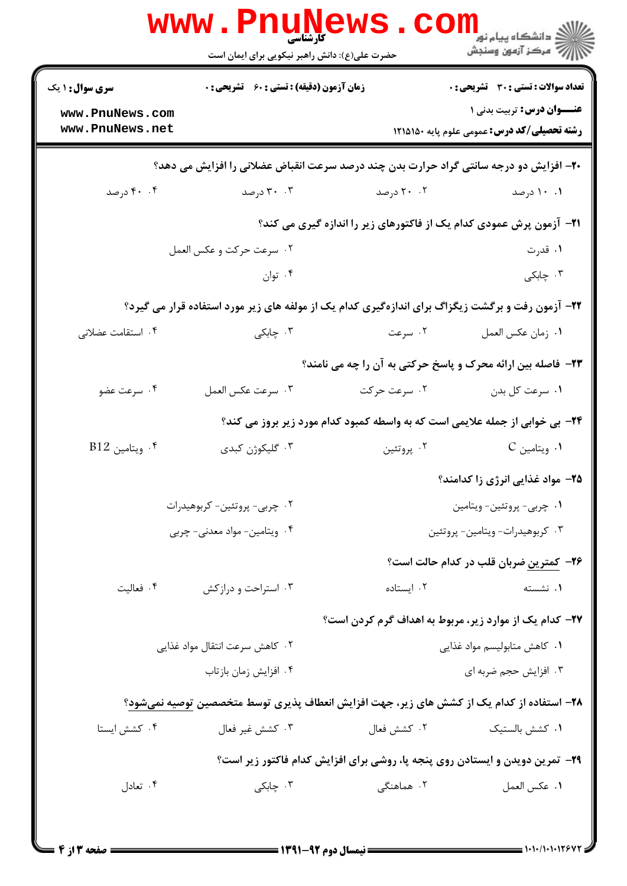**سری سوال:** ۱ یک

**زمان آزمون (دقیقه) : تستی : ۶۰ تشریحی : ۰**

**تعداد سوالات : تستی : ۳۰ تشریحی : ۰**

**عنـــوان درس:** تربیت بدنی ۱

**رشته تحصیلی/کد درس:** عمومی علوم پایه ۱۲۱۵۱۵۰

---

**۲۰- افزایش دو درجه سانتی گراد حرارت بدن چند درصد سرعت انقباض عضلانی را افزایش می دهد؟**

۱. ۱۰ درصد
۲. ۲۰ درصد
۳. ۳۰ درصد
۴. ۴۰ درصد

**۲۱- آزمون پرش عمودی کدام یک از فاکتورهای زیر را اندازه گیری می کند؟**

۱. قدرت
۲. سرعت حرکت و عکس العمل
۳. چابکی
۴. توان

**۲۲- آزمون رفت و برگشت زیگزاگ برای اندازه‌گیری کدام یک از مولفه های زیر مورد استفاده قرار می گیرد؟**

۱. زمان عکس العمل
۲. سرعت
۳. چابکی
۴. استقامت عضلانی

**۲۳- فاصله بین ارائه محرک و پاسخ حرکتی به آن را چه می نامند؟**

۱. سرعت کل بدن
۲. سرعت حرکت
۳. سرعت عکس العمل
۴. سرعت عضو

**۲۴- بی خوابی از جمله علایمی است که به واسطه کمبود کدام مورد زیر بروز می کند؟**

۱. ویتامین C
۲. پروتئین
۳. گلیکوژن کبدی
۴. ویتامین B12

**۲۵- مواد غذایی انرژی زا کدامند؟**

۱. چربی- پروتئین- ویتامین
۲. چربی- پروتئین- کربوهیدرات
۳. کربوهیدرات- ویتامین- پروتئین
۴. ویتامین- مواد معدنی- چربی

**۲۶- کمترین ضربان قلب در کدام حالت است؟**

۱. نشسته
۲. ایستاده
۳. استراحت و درازکش
۴. فعالیت

**۲۷- کدام یک از موارد زیر، مربوط به اهداف گرم کردن است؟**

۱. کاهش متابولیسم مواد غذایی
۲. کاهش سرعت انتقال مواد غذایی
۳. افزایش حجم ضربه ای
۴. افزایش زمان بازتاب

**۲۸- استفاده از کدام یک از کشش های زیر، جهت افزایش انعطاف پذیری توسط متخصصین توصیه نمی‌شود؟**

۱. کشش بالستیک
۲. کشش فعال
۳. کشش غیر فعال
۴. کشش ایستا

**۲۹- تمرین دویدن و ایستادن روی پنجه پا، روشی برای افزایش کدام فاکتور زیر است؟**

۱. عکس العمل
۲. هماهنگی
۳. چابکی
۴. تعادل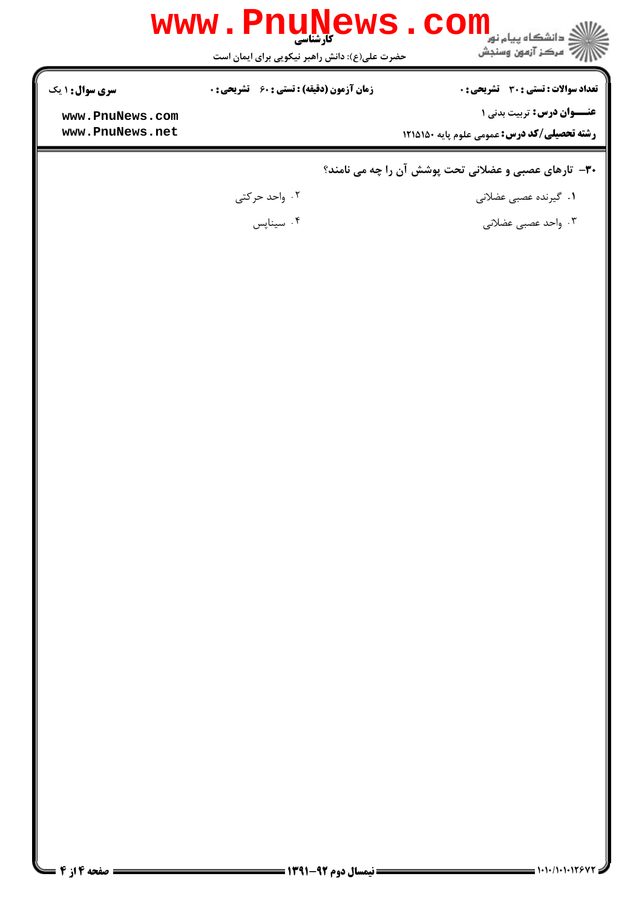**۳۰- تارهای عصبی و عضلانی تحت پوشش آن را چه می نامند؟**

۱. گیرنده عصبی عضلانی

۲. واحد حرکتی

۳. واحد عصبی عضلانی

۴. سیناپس